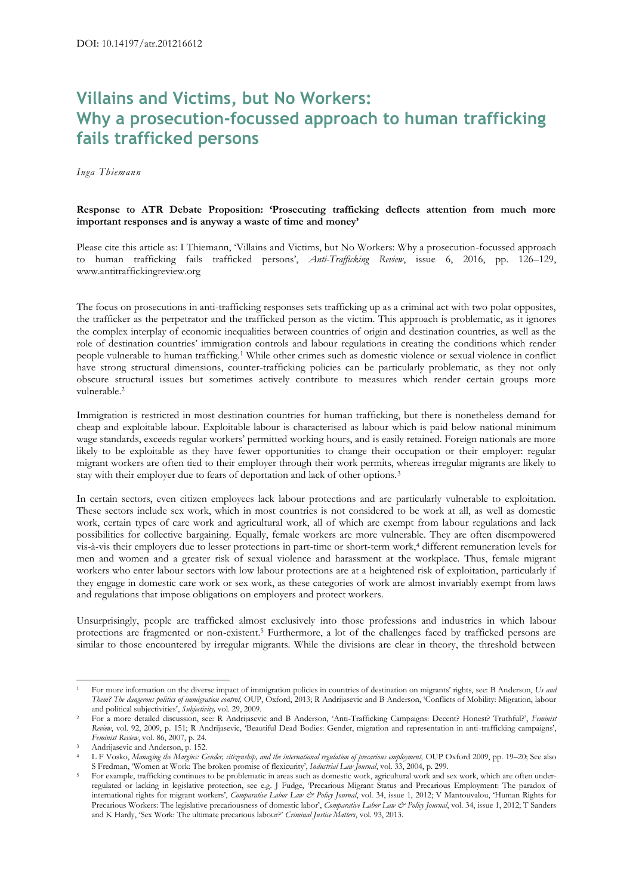DOI: 10.14197/atr.201216612

# Villains and Victims, but No Workers: Why a prosecution-focussed approach to human trafficking fails trafficked persons

*Inga Thiemann*

**Response to ATR Debate Proposition: 'Prosecuting trafficking deflects attention from much more important responses and is anyway a waste of time and money'**

Please cite this article as: I Thiemann, 'Villains and Victims, but No Workers: Why a prosecution-focussed approach to human trafficking fails trafficked persons', *Anti-Trafficking Review*, issue 6, 2016, pp. 126–129, www.antitraffickingreview.org

The focus on prosecutions in anti-trafficking responses sets trafficking up as a criminal act with two polar opposites, the trafficker as the perpetrator and the trafficked person as the victim. This approach is problematic, as it ignores the complex interplay of economic inequalities between countries of origin and destination countries, as well as the role of destination countries' immigration controls and labour regulations in creating the conditions which render people vulnerable to human trafficking.[1] While other crimes such as domestic violence or sexual violence in conflict have strong structural dimensions, counter-trafficking policies can be particularly problematic, as they not only obscure structural issues but sometimes actively contribute to measures which render certain groups more vulnerable.[2]

Immigration is restricted in most destination countries for human trafficking, but there is nonetheless demand for cheap and exploitable labour. Exploitable labour is characterised as labour which is paid below national minimum wage standards, exceeds regular workers' permitted working hours, and is easily retained. Foreign nationals are more likely to be exploitable as they have fewer opportunities to change their occupation or their employer: regular migrant workers are often tied to their employer through their work permits, whereas irregular migrants are likely to stay with their employer due to fears of deportation and lack of other options.[3]

In certain sectors, even citizen employees lack labour protections and are particularly vulnerable to exploitation. These sectors include sex work, which in most countries is not considered to be work at all, as well as domestic work, certain types of care work and agricultural work, all of which are exempt from labour regulations and lack possibilities for collective bargaining. Equally, female workers are more vulnerable. They are often disempowered vis-à-vis their employers due to lesser protections in part-time or short-term work,[4] different remuneration levels for men and women and a greater risk of sexual violence and harassment at the workplace. Thus, female migrant workers who enter labour sectors with low labour protections are at a heightened risk of exploitation, particularly if they engage in domestic care work or sex work, as these categories of work are almost invariably exempt from laws and regulations that impose obligations on employers and protect workers.

Unsurprisingly, people are trafficked almost exclusively into those professions and industries in which labour protections are fragmented or non-existent.[5] Furthermore, a lot of the challenges faced by trafficked persons are similar to those encountered by irregular migrants. While the divisions are clear in theory, the threshold between

---

[1] For more information on the diverse impact of immigration policies in countries of destination on migrants' rights, see: B Anderson, *Us and Them? The dangerous politics of immigration control,* OUP, Oxford, 2013; R Andrijasevic and B Anderson, 'Conflicts of Mobility: Migration, labour and political subjectivities', *Subjectivity,* vol. 29, 2009.

[2] For a more detailed discussion, see: R Andrijasevic and B Anderson, 'Anti-Trafficking Campaigns: Decent? Honest? Truthful?', *Feminist Review*, vol. 92, 2009, p. 151; R Andrijasevic, 'Beautiful Dead Bodies: Gender, migration and representation in anti-trafficking campaigns', *Feminist Review*, vol. 86, 2007, p. 24.

[3] Andrijasevic and Anderson, p. 152.

[4] L F Vosko, *Managing the Margins: Gender, citizenship, and the international regulation of precarious employment,* OUP Oxford 2009, pp. 19–20; See also S Fredman, 'Women at Work: The broken promise of flexicurity', *Industrial Law Journal*, vol. 33, 2004, p. 299.

[5] For example, trafficking continues to be problematic in areas such as domestic work, agricultural work and sex work, which are often under-regulated or lacking in legislative protection, see e.g. J Fudge, 'Precarious Migrant Status and Precarious Employment: The paradox of international rights for migrant workers', *Comparative Labor Law & Policy Journal*, vol. 34, issue 1, 2012; V Mantouvalou, 'Human Rights for Precarious Workers: The legislative precariousness of domestic labor', *Comparative Labor Law & Policy Journal*, vol. 34, issue 1, 2012; T Sanders and K Hardy, 'Sex Work: The ultimate precarious labour?' *Criminal Justice Matters*, vol. 93, 2013.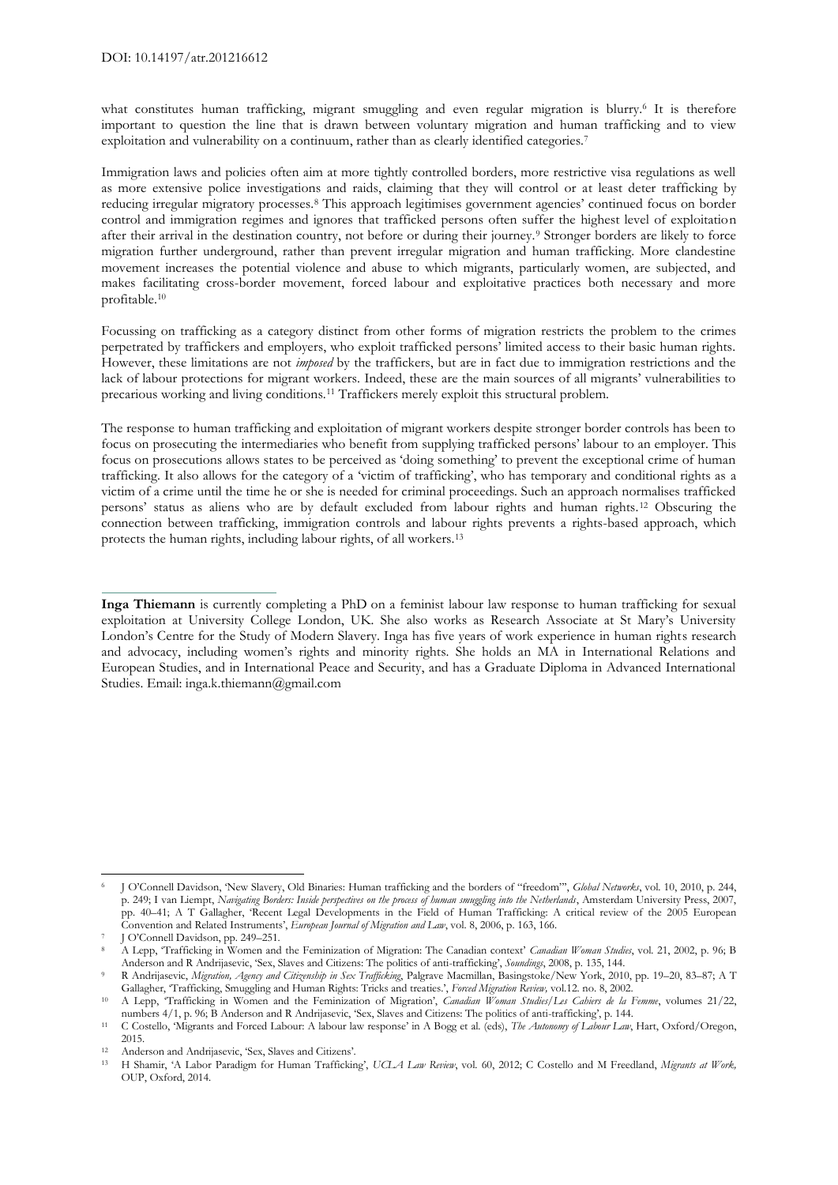what constitutes human trafficking, migrant smuggling and even regular migration is blurry.[6] It is therefore important to question the line that is drawn between voluntary migration and human trafficking and to view exploitation and vulnerability on a continuum, rather than as clearly identified categories.[7]

Immigration laws and policies often aim at more tightly controlled borders, more restrictive visa regulations as well as more extensive police investigations and raids, claiming that they will control or at least deter trafficking by reducing irregular migratory processes.[8] This approach legitimises government agencies' continued focus on border control and immigration regimes and ignores that trafficked persons often suffer the highest level of exploitation after their arrival in the destination country, not before or during their journey.[9] Stronger borders are likely to force migration further underground, rather than prevent irregular migration and human trafficking. More clandestine movement increases the potential violence and abuse to which migrants, particularly women, are subjected, and makes facilitating cross-border movement, forced labour and exploitative practices both necessary and more profitable.[10]

Focussing on trafficking as a category distinct from other forms of migration restricts the problem to the crimes perpetrated by traffickers and employers, who exploit trafficked persons' limited access to their basic human rights. However, these limitations are not *imposed* by the traffickers, but are in fact due to immigration restrictions and the lack of labour protections for migrant workers. Indeed, these are the main sources of all migrants' vulnerabilities to precarious working and living conditions.[11] Traffickers merely exploit this structural problem.

The response to human trafficking and exploitation of migrant workers despite stronger border controls has been to focus on prosecuting the intermediaries who benefit from supplying trafficked persons' labour to an employer. This focus on prosecutions allows states to be perceived as 'doing something' to prevent the exceptional crime of human trafficking. It also allows for the category of a 'victim of trafficking', who has temporary and conditional rights as a victim of a crime until the time he or she is needed for criminal proceedings. Such an approach normalises trafficked persons' status as aliens who are by default excluded from labour rights and human rights.[12] Obscuring the connection between trafficking, immigration controls and labour rights prevents a rights-based approach, which protects the human rights, including labour rights, of all workers.[13]

---

**Inga Thiemann** is currently completing a PhD on a feminist labour law response to human trafficking for sexual exploitation at University College London, UK. She also works as Research Associate at St Mary's University London's Centre for the Study of Modern Slavery. Inga has five years of work experience in human rights research and advocacy, including women's rights and minority rights. She holds an MA in International Relations and European Studies, and in International Peace and Security, and has a Graduate Diploma in Advanced International Studies. Email: inga.k.thiemann@gmail.com

---

[6] J O'Connell Davidson, 'New Slavery, Old Binaries: Human trafficking and the borders of "freedom"', *Global Networks*, vol. 10, 2010, p. 244, p. 249; I van Liempt, *Navigating Borders: Inside perspectives on the process of human smuggling into the Netherlands*, Amsterdam University Press, 2007, pp. 40–41; A T Gallagher, 'Recent Legal Developments in the Field of Human Trafficking: A critical review of the 2005 European Convention and Related Instruments', *European Journal of Migration and Law*, vol. 8, 2006, p. 163, 166.

[7] J O'Connell Davidson, pp. 249–251.

[8] A Lepp, 'Trafficking in Women and the Feminization of Migration: The Canadian context' *Canadian Woman Studies*, vol. 21, 2002, p. 96; B Anderson and R Andrijasevic, 'Sex, Slaves and Citizens: The politics of anti-trafficking', *Soundings*, 2008, p. 135, 144.

[9] R Andrijasevic, *Migration, Agency and Citizenship in Sex Trafficking*, Palgrave Macmillan, Basingstoke/New York, 2010, pp. 19–20, 83–87; A T Gallagher, 'Trafficking, Smuggling and Human Rights: Tricks and treaties.', *Forced Migration Review*, vol.12. no. 8, 2002.

[10] A Lepp, 'Trafficking in Women and the Feminization of Migration', *Canadian Woman Studies/Les Cahiers de la Femme*, volumes 21/22, numbers 4/1, p. 96; B Anderson and R Andrijasevic, 'Sex, Slaves and Citizens: The politics of anti-trafficking', p. 144.

[11] C Costello, 'Migrants and Forced Labour: A labour law response' in A Bogg et al. (eds), *The Autonomy of Labour Law*, Hart, Oxford/Oregon, 2015.

[12] Anderson and Andrijasevic, 'Sex, Slaves and Citizens'.

[13] H Shamir, 'A Labor Paradigm for Human Trafficking', *UCLA Law Review*, vol. 60, 2012; C Costello and M Freedland, *Migrants at Work*, OUP, Oxford, 2014.